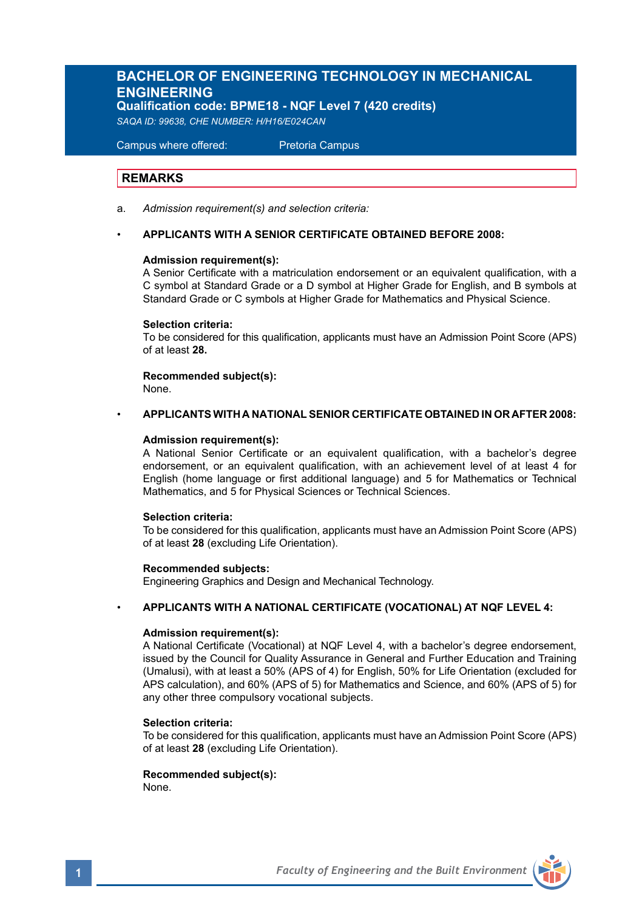# BACHELOR OF ENGINEERING TECHNOLOGY IN MECHANICAL ENGINEERING

**Qualification code: BPME18 - NQF Level 7 (420 credits)**

*SAQA ID: 99638, CHE NUMBER: H/H16/E024CAN*

Campus where offered: Pretoria Campus

## REMARKS

a. *Admission requirement(s) and selection criteria:*

- **APPLICANTS WITH A SENIOR CERTIFICATE OBTAINED BEFORE 2008:**

  **Admission requirement(s):**
  A Senior Certificate with a matriculation endorsement or an equivalent qualification, with a C symbol at Standard Grade or a D symbol at Higher Grade for English, and B symbols at Standard Grade or C symbols at Higher Grade for Mathematics and Physical Science.

  **Selection criteria:**
  To be considered for this qualification, applicants must have an Admission Point Score (APS) of at least **28.**

  **Recommended subject(s):**
  None.

- **APPLICANTS WITH A NATIONAL SENIOR CERTIFICATE OBTAINED IN OR AFTER 2008:**

  **Admission requirement(s):**
  A National Senior Certificate or an equivalent qualification, with a bachelor's degree endorsement, or an equivalent qualification, with an achievement level of at least 4 for English (home language or first additional language) and 5 for Mathematics or Technical Mathematics, and 5 for Physical Sciences or Technical Sciences.

  **Selection criteria:**
  To be considered for this qualification, applicants must have an Admission Point Score (APS) of at least **28** (excluding Life Orientation).

  **Recommended subjects:**
  Engineering Graphics and Design and Mechanical Technology.

- **APPLICANTS WITH A NATIONAL CERTIFICATE (VOCATIONAL) AT NQF LEVEL 4:**

  **Admission requirement(s):**
  A National Certificate (Vocational) at NQF Level 4, with a bachelor's degree endorsement, issued by the Council for Quality Assurance in General and Further Education and Training (Umalusi), with at least a 50% (APS of 4) for English, 50% for Life Orientation (excluded for APS calculation), and 60% (APS of 5) for Mathematics and Science, and 60% (APS of 5) for any other three compulsory vocational subjects.

  **Selection criteria:**
  To be considered for this qualification, applicants must have an Admission Point Score (APS) of at least **28** (excluding Life Orientation).

  **Recommended subject(s):**
  None.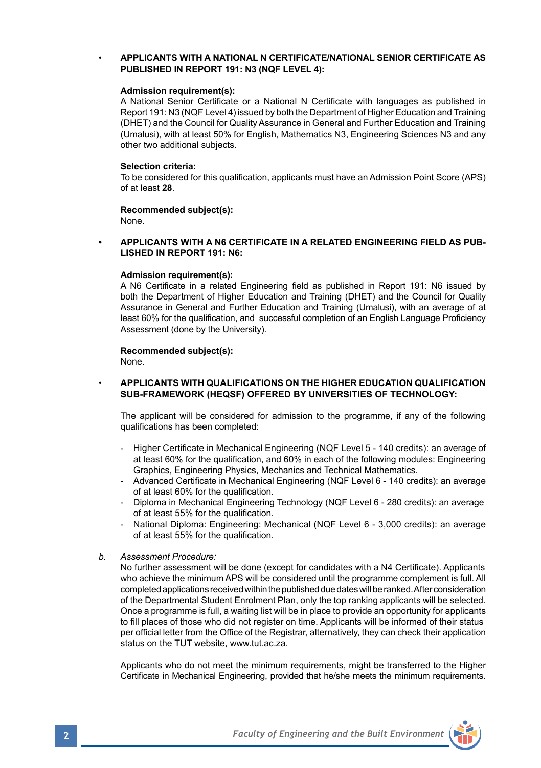- **APPLICANTS WITH A NATIONAL N CERTIFICATE/NATIONAL SENIOR CERTIFICATE AS PUBLISHED IN REPORT 191: N3 (NQF LEVEL 4):**

  **Admission requirement(s):**
  A National Senior Certificate or a National N Certificate with languages as published in Report 191: N3 (NQF Level 4) issued by both the Department of Higher Education and Training (DHET) and the Council for Quality Assurance in General and Further Education and Training (Umalusi), with at least 50% for English, Mathematics N3, Engineering Sciences N3 and any other two additional subjects.

  **Selection criteria:**
  To be considered for this qualification, applicants must have an Admission Point Score (APS) of at least **28**.

  **Recommended subject(s):**
  None.

- **APPLICANTS WITH A N6 CERTIFICATE IN A RELATED ENGINEERING FIELD AS PUBLISHED IN REPORT 191: N6:**

  **Admission requirement(s):**
  A N6 Certificate in a related Engineering field as published in Report 191: N6 issued by both the Department of Higher Education and Training (DHET) and the Council for Quality Assurance in General and Further Education and Training (Umalusi), with an average of at least 60% for the qualification, and successful completion of an English Language Proficiency Assessment (done by the University).

  **Recommended subject(s):**
  None.

- **APPLICANTS WITH QUALIFICATIONS ON THE HIGHER EDUCATION QUALIFICATION SUB-FRAMEWORK (HEQSF) OFFERED BY UNIVERSITIES OF TECHNOLOGY:**

  The applicant will be considered for admission to the programme, if any of the following qualifications has been completed:

  - Higher Certificate in Mechanical Engineering (NQF Level 5 - 140 credits): an average of at least 60% for the qualification, and 60% in each of the following modules: Engineering Graphics, Engineering Physics, Mechanics and Technical Mathematics.
  - Advanced Certificate in Mechanical Engineering (NQF Level 6 - 140 credits): an average of at least 60% for the qualification.
  - Diploma in Mechanical Engineering Technology (NQF Level 6 - 280 credits): an average of at least 55% for the qualification.
  - National Diploma: Engineering: Mechanical (NQF Level 6 - 3,000 credits): an average of at least 55% for the qualification.

b. *Assessment Procedure:*
No further assessment will be done (except for candidates with a N4 Certificate). Applicants who achieve the minimum APS will be considered until the programme complement is full. All completed applications received within the published due dates will be ranked. After consideration of the Departmental Student Enrolment Plan, only the top ranking applicants will be selected. Once a programme is full, a waiting list will be in place to provide an opportunity for applicants to fill places of those who did not register on time. Applicants will be informed of their status per official letter from the Office of the Registrar, alternatively, they can check their application status on the TUT website, www.tut.ac.za.

Applicants who do not meet the minimum requirements, might be transferred to the Higher Certificate in Mechanical Engineering, provided that he/she meets the minimum requirements.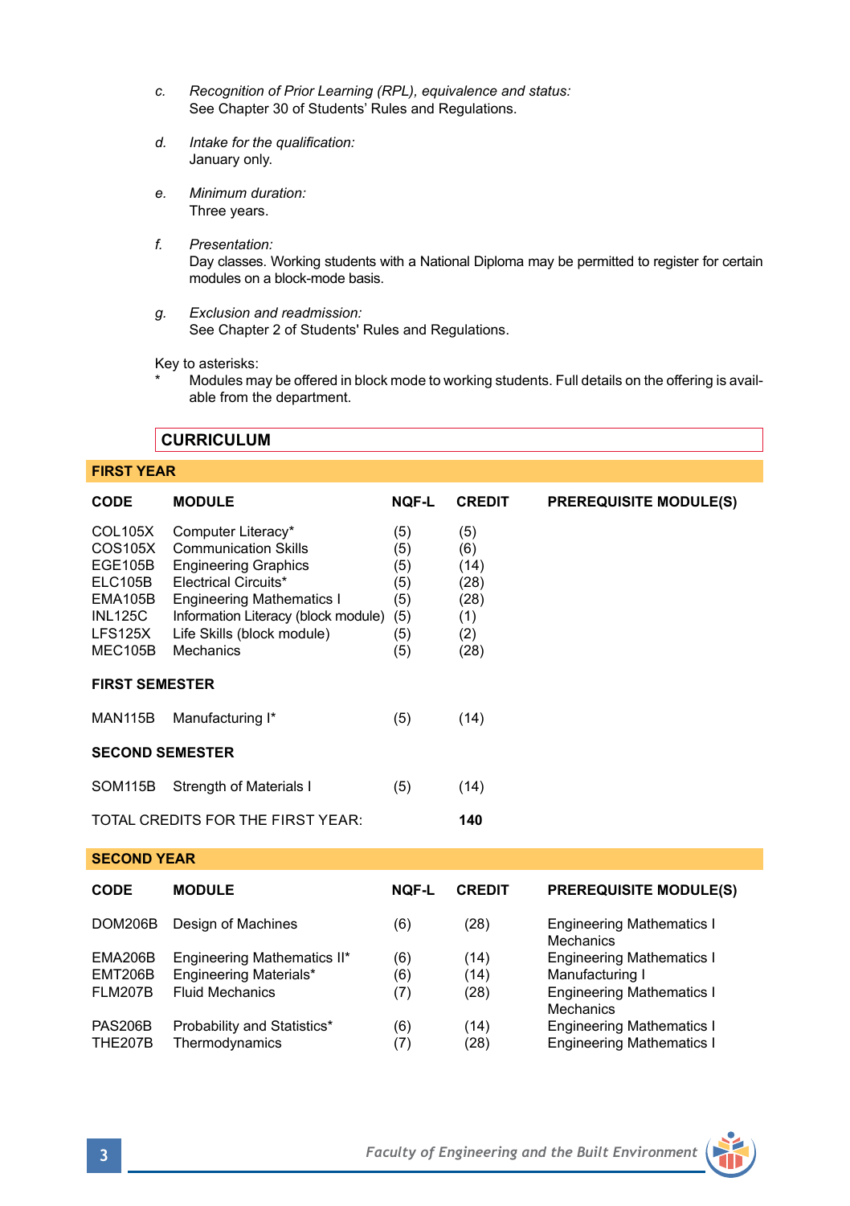c. *Recognition of Prior Learning (RPL), equivalence and status:*
   See Chapter 30 of Students' Rules and Regulations.

d. *Intake for the qualification:*
   January only.

e. *Minimum duration:*
   Three years.

f. *Presentation:*
   Day classes. Working students with a National Diploma may be permitted to register for certain modules on a block-mode basis.

g. *Exclusion and readmission:*
   See Chapter 2 of Students' Rules and Regulations.

Key to asterisks:

\* Modules may be offered in block mode to working students. Full details on the offering is available from the department.

## CURRICULUM

### FIRST YEAR

| CODE | MODULE | NQF-L | CREDIT | PREREQUISITE MODULE(S) |
|---|---|---|---|---|
| COL105X | Computer Literacy* | (5) | (5) | |
| COS105X | Communication Skills | (5) | (6) | |
| EGE105B | Engineering Graphics | (5) | (14) | |
| ELC105B | Electrical Circuits* | (5) | (28) | |
| EMA105B | Engineering Mathematics I | (5) | (28) | |
| INL125C | Information Literacy (block module) | (5) | (1) | |
| LFS125X | Life Skills (block module) | (5) | (2) | |
| MEC105B | Mechanics | (5) | (28) | |
| **FIRST SEMESTER** | | | | |
| MAN115B | Manufacturing I* | (5) | (14) | |
| **SECOND SEMESTER** | | | | |
| SOM115B | Strength of Materials I | (5) | (14) | |
| TOTAL CREDITS FOR THE FIRST YEAR: | | | **140** | |

### SECOND YEAR

| CODE | MODULE | NQF-L | CREDIT | PREREQUISITE MODULE(S) |
|---|---|---|---|---|
| DOM206B | Design of Machines | (6) | (28) | Engineering Mathematics I<br>Mechanics |
| EMA206B | Engineering Mathematics II* | (6) | (14) | Engineering Mathematics I |
| EMT206B | Engineering Materials* | (6) | (14) | Manufacturing I |
| FLM207B | Fluid Mechanics | (7) | (28) | Engineering Mathematics I<br>Mechanics |
| PAS206B | Probability and Statistics* | (6) | (14) | Engineering Mathematics I |
| THE207B | Thermodynamics | (7) | (28) | Engineering Mathematics I |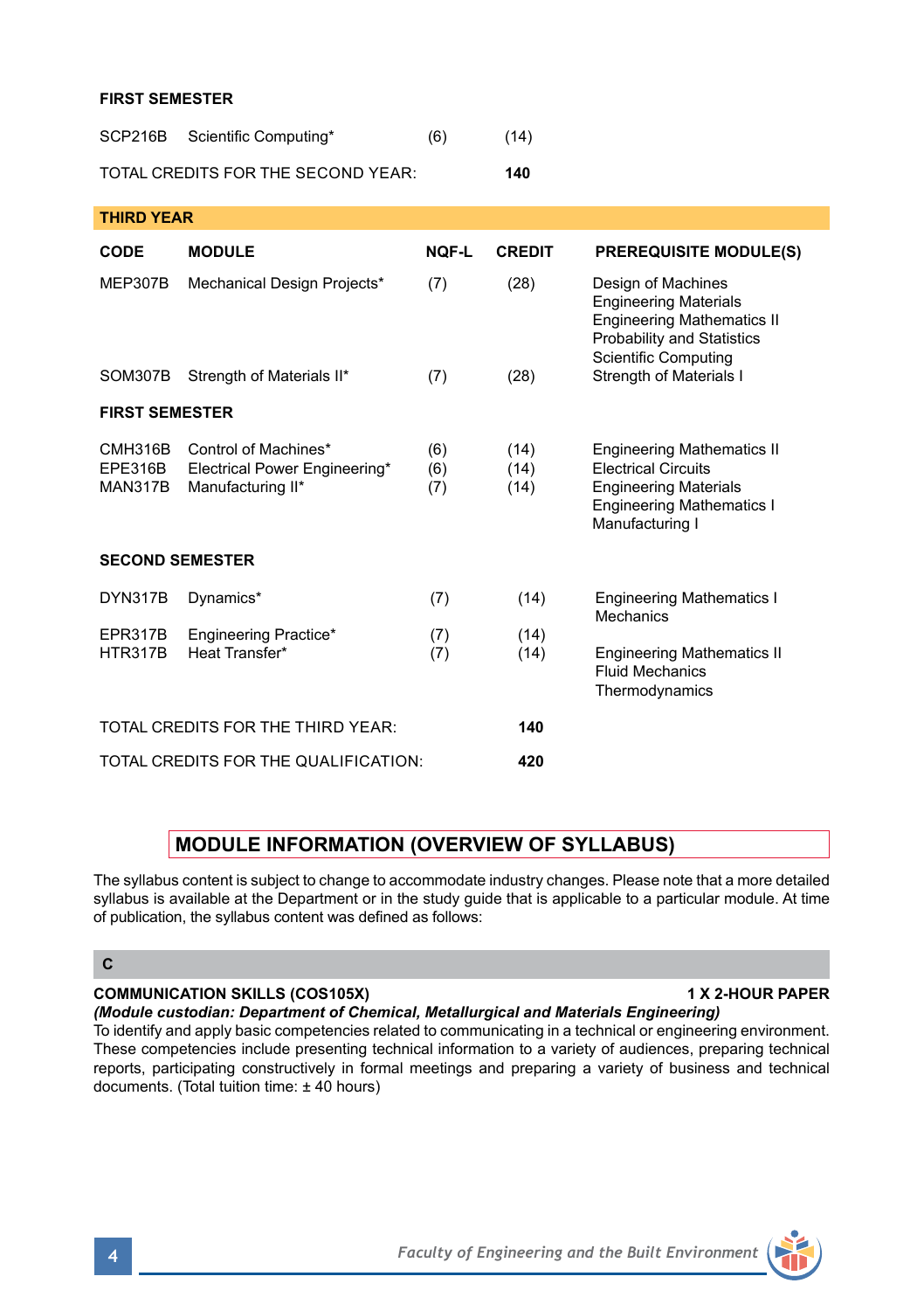**FIRST SEMESTER**

| | | | |
|---|---|---|---|
| SCP216B | Scientific Computing* | (6) | (14) |

TOTAL CREDITS FOR THE SECOND YEAR: **140**

## THIRD YEAR

| CODE | MODULE | NQF-L | CREDIT | PREREQUISITE MODULE(S) |
|---|---|---|---|---|
| MEP307B | Mechanical Design Projects* | (7) | (28) | Design of Machines<br>Engineering Materials<br>Engineering Mathematics II<br>Probability and Statistics<br>Scientific Computing |
| SOM307B | Strength of Materials II* | (7) | (28) | Strength of Materials I |
| **FIRST SEMESTER** | | | | |
| CMH316B | Control of Machines* | (6) | (14) | Engineering Mathematics II |
| EPE316B | Electrical Power Engineering* | (6) | (14) | Electrical Circuits |
| MAN317B | Manufacturing II* | (7) | (14) | Engineering Materials<br>Engineering Mathematics I<br>Manufacturing I |
| **SECOND SEMESTER** | | | | |
| DYN317B | Dynamics* | (7) | (14) | Engineering Mathematics I<br>Mechanics |
| EPR317B | Engineering Practice* | (7) | (14) | |
| HTR317B | Heat Transfer* | (7) | (14) | Engineering Mathematics II<br>Fluid Mechanics<br>Thermodynamics |

TOTAL CREDITS FOR THE THIRD YEAR: **140**

TOTAL CREDITS FOR THE QUALIFICATION: **420**

## MODULE INFORMATION (OVERVIEW OF SYLLABUS)

The syllabus content is subject to change to accommodate industry changes. Please note that a more detailed syllabus is available at the Department or in the study guide that is applicable to a particular module. At time of publication, the syllabus content was defined as follows:

### C

**COMMUNICATION SKILLS (COS105X)** **1 X 2-HOUR PAPER**

***(Module custodian: Department of Chemical, Metallurgical and Materials Engineering)***

To identify and apply basic competencies related to communicating in a technical or engineering environment. These competencies include presenting technical information to a variety of audiences, preparing technical reports, participating constructively in formal meetings and preparing a variety of business and technical documents. (Total tuition time: ± 40 hours)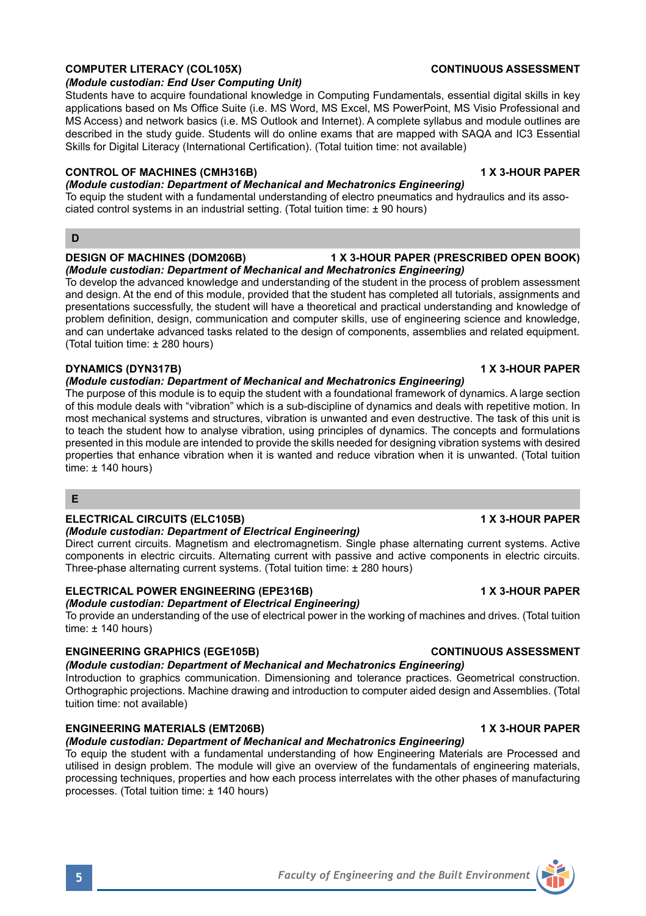**COMPUTER LITERACY (COL105X)** **CONTINUOUS ASSESSMENT**

***(Module custodian: End User Computing Unit)***

Students have to acquire foundational knowledge in Computing Fundamentals, essential digital skills in key applications based on Ms Office Suite (i.e. MS Word, MS Excel, MS PowerPoint, MS Visio Professional and MS Access) and network basics (i.e. MS Outlook and Internet). A complete syllabus and module outlines are described in the study guide. Students will do online exams that are mapped with SAQA and IC3 Essential Skills for Digital Literacy (International Certification). (Total tuition time: not available)

**CONTROL OF MACHINES (CMH316B)** **1 X 3-HOUR PAPER**

***(Module custodian: Department of Mechanical and Mechatronics Engineering)***

To equip the student with a fundamental understanding of electro pneumatics and hydraulics and its associated control systems in an industrial setting. (Total tuition time: ± 90 hours)

## D

**DESIGN OF MACHINES (DOM206B)** **1 X 3-HOUR PAPER (PRESCRIBED OPEN BOOK)**

***(Module custodian: Department of Mechanical and Mechatronics Engineering)***

To develop the advanced knowledge and understanding of the student in the process of problem assessment and design. At the end of this module, provided that the student has completed all tutorials, assignments and presentations successfully, the student will have a theoretical and practical understanding and knowledge of problem definition, design, communication and computer skills, use of engineering science and knowledge, and can undertake advanced tasks related to the design of components, assemblies and related equipment. (Total tuition time: ± 280 hours)

**DYNAMICS (DYN317B)** **1 X 3-HOUR PAPER**

***(Module custodian: Department of Mechanical and Mechatronics Engineering)***

The purpose of this module is to equip the student with a foundational framework of dynamics. A large section of this module deals with "vibration" which is a sub-discipline of dynamics and deals with repetitive motion. In most mechanical systems and structures, vibration is unwanted and even destructive. The task of this unit is to teach the student how to analyse vibration, using principles of dynamics. The concepts and formulations presented in this module are intended to provide the skills needed for designing vibration systems with desired properties that enhance vibration when it is wanted and reduce vibration when it is unwanted. (Total tuition time: ± 140 hours)

## E

**ELECTRICAL CIRCUITS (ELC105B)** **1 X 3-HOUR PAPER**

***(Module custodian: Department of Electrical Engineering)***

Direct current circuits. Magnetism and electromagnetism. Single phase alternating current systems. Active components in electric circuits. Alternating current with passive and active components in electric circuits. Three-phase alternating current systems. (Total tuition time: ± 280 hours)

**ELECTRICAL POWER ENGINEERING (EPE316B)** **1 X 3-HOUR PAPER**

***(Module custodian: Department of Electrical Engineering)***

To provide an understanding of the use of electrical power in the working of machines and drives. (Total tuition time: ± 140 hours)

**ENGINEERING GRAPHICS (EGE105B)** **CONTINUOUS ASSESSMENT**

***(Module custodian: Department of Mechanical and Mechatronics Engineering)***

Introduction to graphics communication. Dimensioning and tolerance practices. Geometrical construction. Orthographic projections. Machine drawing and introduction to computer aided design and Assemblies. (Total tuition time: not available)

**ENGINEERING MATERIALS (EMT206B)** **1 X 3-HOUR PAPER**

***(Module custodian: Department of Mechanical and Mechatronics Engineering)***

To equip the student with a fundamental understanding of how Engineering Materials are Processed and utilised in design problem. The module will give an overview of the fundamentals of engineering materials, processing techniques, properties and how each process interrelates with the other phases of manufacturing processes. (Total tuition time: ± 140 hours)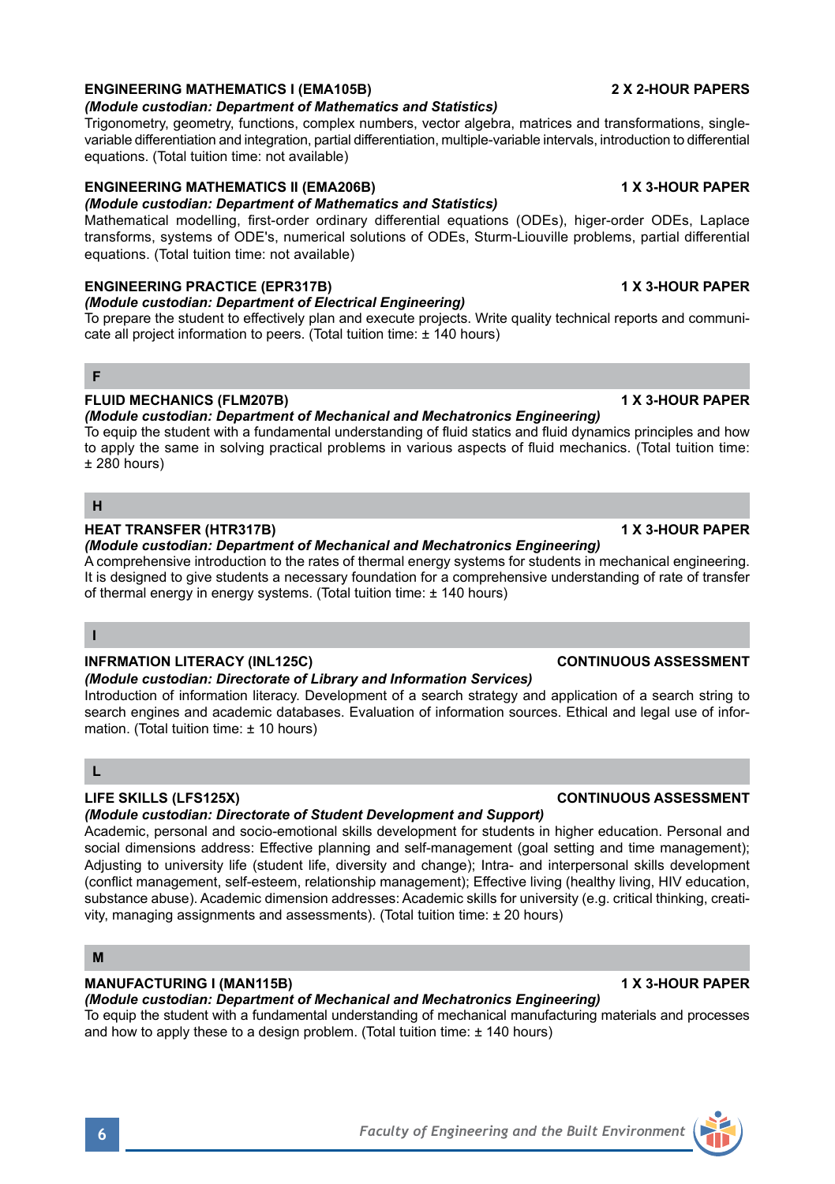**ENGINEERING MATHEMATICS I (EMA105B)** **2 X 2-HOUR PAPERS**

***(Module custodian: Department of Mathematics and Statistics)***

Trigonometry, geometry, functions, complex numbers, vector algebra, matrices and transformations, single-variable differentiation and integration, partial differentiation, multiple-variable intervals, introduction to differential equations. (Total tuition time: not available)

**ENGINEERING MATHEMATICS II (EMA206B)** **1 X 3-HOUR PAPER**

***(Module custodian: Department of Mathematics and Statistics)***

Mathematical modelling, first-order ordinary differential equations (ODEs), higer-order ODEs, Laplace transforms, systems of ODE's, numerical solutions of ODEs, Sturm-Liouville problems, partial differential equations. (Total tuition time: not available)

**ENGINEERING PRACTICE (EPR317B)** **1 X 3-HOUR PAPER**

***(Module custodian: Department of Electrical Engineering)***

To prepare the student to effectively plan and execute projects. Write quality technical reports and communicate all project information to peers. (Total tuition time: ± 140 hours)

## F

**FLUID MECHANICS (FLM207B)** **1 X 3-HOUR PAPER**

***(Module custodian: Department of Mechanical and Mechatronics Engineering)***

To equip the student with a fundamental understanding of fluid statics and fluid dynamics principles and how to apply the same in solving practical problems in various aspects of fluid mechanics. (Total tuition time: ± 280 hours)

## H

**HEAT TRANSFER (HTR317B)** **1 X 3-HOUR PAPER**

***(Module custodian: Department of Mechanical and Mechatronics Engineering)***

A comprehensive introduction to the rates of thermal energy systems for students in mechanical engineering. It is designed to give students a necessary foundation for a comprehensive understanding of rate of transfer of thermal energy in energy systems. (Total tuition time: ± 140 hours)

## I

**INFRMATION LITERACY (INL125C)** **CONTINUOUS ASSESSMENT**

***(Module custodian: Directorate of Library and Information Services)***

Introduction of information literacy. Development of a search strategy and application of a search string to search engines and academic databases. Evaluation of information sources. Ethical and legal use of information. (Total tuition time: ± 10 hours)

## L

**LIFE SKILLS (LFS125X)** **CONTINUOUS ASSESSMENT**

***(Module custodian: Directorate of Student Development and Support)***

Academic, personal and socio-emotional skills development for students in higher education. Personal and social dimensions address: Effective planning and self-management (goal setting and time management); Adjusting to university life (student life, diversity and change); Intra- and interpersonal skills development (conflict management, self-esteem, relationship management); Effective living (healthy living, HIV education, substance abuse). Academic dimension addresses: Academic skills for university (e.g. critical thinking, creativity, managing assignments and assessments). (Total tuition time: ± 20 hours)

## M

**MANUFACTURING I (MAN115B)** **1 X 3-HOUR PAPER**

***(Module custodian: Department of Mechanical and Mechatronics Engineering)***

To equip the student with a fundamental understanding of mechanical manufacturing materials and processes and how to apply these to a design problem. (Total tuition time: ± 140 hours)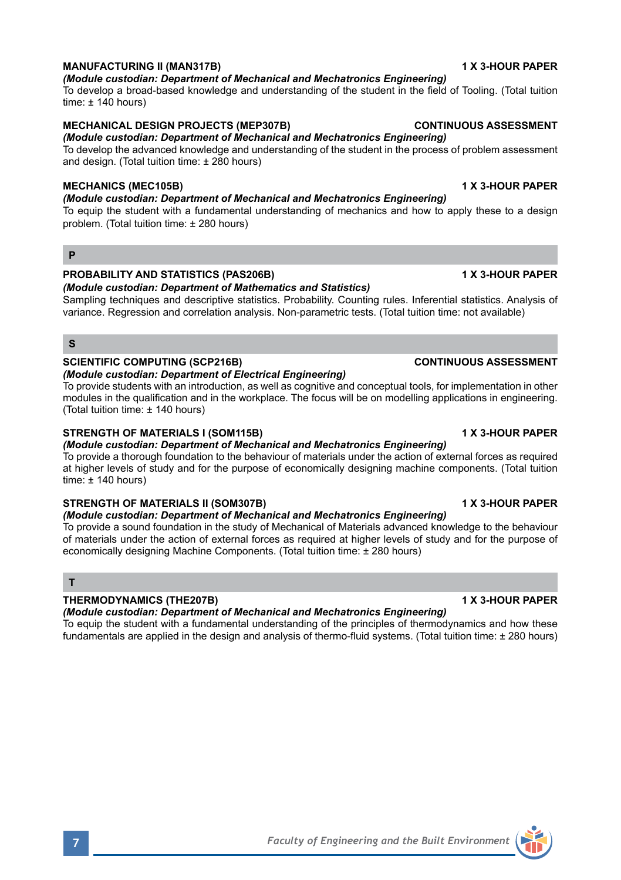**MANUFACTURING II (MAN317B)** **1 X 3-HOUR PAPER**

***(Module custodian: Department of Mechanical and Mechatronics Engineering)***

To develop a broad-based knowledge and understanding of the student in the field of Tooling. (Total tuition time: ± 140 hours)

**MECHANICAL DESIGN PROJECTS (MEP307B)** **CONTINUOUS ASSESSMENT**

***(Module custodian: Department of Mechanical and Mechatronics Engineering)***

To develop the advanced knowledge and understanding of the student in the process of problem assessment and design. (Total tuition time: ± 280 hours)

**MECHANICS (MEC105B)** **1 X 3-HOUR PAPER**

***(Module custodian: Department of Mechanical and Mechatronics Engineering)***

To equip the student with a fundamental understanding of mechanics and how to apply these to a design problem. (Total tuition time: ± 280 hours)

## P

**PROBABILITY AND STATISTICS (PAS206B)** **1 X 3-HOUR PAPER**

***(Module custodian: Department of Mathematics and Statistics)***

Sampling techniques and descriptive statistics. Probability. Counting rules. Inferential statistics. Analysis of variance. Regression and correlation analysis. Non-parametric tests. (Total tuition time: not available)

## S

**SCIENTIFIC COMPUTING (SCP216B)** **CONTINUOUS ASSESSMENT**

***(Module custodian: Department of Electrical Engineering)***

To provide students with an introduction, as well as cognitive and conceptual tools, for implementation in other modules in the qualification and in the workplace. The focus will be on modelling applications in engineering. (Total tuition time: ± 140 hours)

**STRENGTH OF MATERIALS I (SOM115B)** **1 X 3-HOUR PAPER**

***(Module custodian: Department of Mechanical and Mechatronics Engineering)***

To provide a thorough foundation to the behaviour of materials under the action of external forces as required at higher levels of study and for the purpose of economically designing machine components. (Total tuition time: ± 140 hours)

**STRENGTH OF MATERIALS II (SOM307B)** **1 X 3-HOUR PAPER**

***(Module custodian: Department of Mechanical and Mechatronics Engineering)***

To provide a sound foundation in the study of Mechanical of Materials advanced knowledge to the behaviour of materials under the action of external forces as required at higher levels of study and for the purpose of economically designing Machine Components. (Total tuition time: ± 280 hours)

## T

**THERMODYNAMICS (THE207B)** **1 X 3-HOUR PAPER**

***(Module custodian: Department of Mechanical and Mechatronics Engineering)***

To equip the student with a fundamental understanding of the principles of thermodynamics and how these fundamentals are applied in the design and analysis of thermo-fluid systems. (Total tuition time: ± 280 hours)